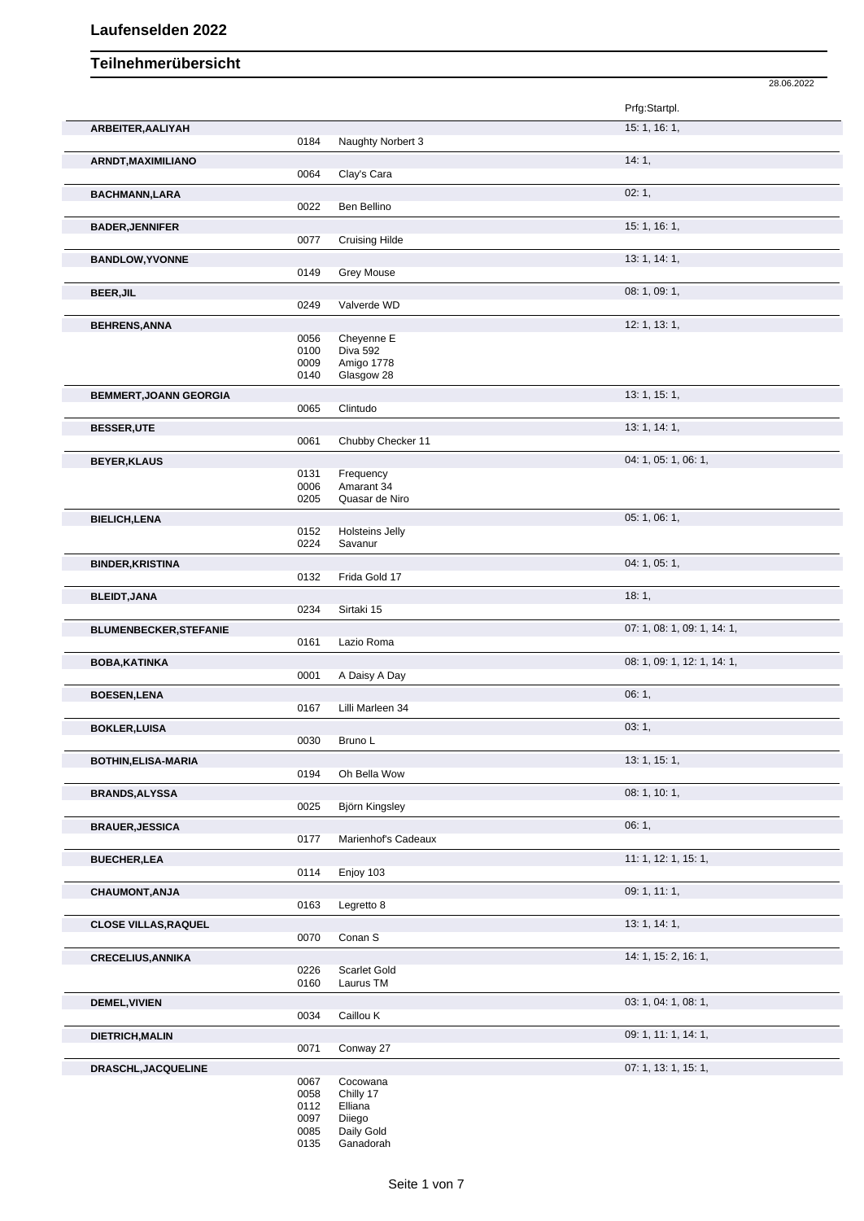# Laufenselden 2022

## Teilnehmerübersicht

28.06.2022

| Name | Nr. | Pferd | Prfg:Startpl. |
|---|---|---|---|
| **ARBEITER,AALIYAH** | | | 15: 1, 16: 1, |
| | 0184 | Naughty Norbert 3 | |
| **ARNDT,MAXIMILIANO** | | | 14: 1, |
| | 0064 | Clay's Cara | |
| **BACHMANN,LARA** | | | 02: 1, |
| | 0022 | Ben Bellino | |
| **BADER,JENNIFER** | | | 15: 1, 16: 1, |
| | 0077 | Cruising Hilde | |
| **BANDLOW,YVONNE** | | | 13: 1, 14: 1, |
| | 0149 | Grey Mouse | |
| **BEER,JIL** | | | 08: 1, 09: 1, |
| | 0249 | Valverde WD | |
| **BEHRENS,ANNA** | | | 12: 1, 13: 1, |
| | 0056 | Cheyenne E | |
| | 0100 | Diva 592 | |
| | 0009 | Amigo 1778 | |
| | 0140 | Glasgow 28 | |
| **BEMMERT,JOANN GEORGIA** | | | 13: 1, 15: 1, |
| | 0065 | Clintudo | |
| **BESSER,UTE** | | | 13: 1, 14: 1, |
| | 0061 | Chubby Checker 11 | |
| **BEYER,KLAUS** | | | 04: 1, 05: 1, 06: 1, |
| | 0131 | Frequency | |
| | 0006 | Amarant 34 | |
| | 0205 | Quasar de Niro | |
| **BIELICH,LENA** | | | 05: 1, 06: 1, |
| | 0152 | Holsteins Jelly | |
| | 0224 | Savanur | |
| **BINDER,KRISTINA** | | | 04: 1, 05: 1, |
| | 0132 | Frida Gold 17 | |
| **BLEIDT,JANA** | | | 18: 1, |
| | 0234 | Sirtaki 15 | |
| **BLUMENBECKER,STEFANIE** | | | 07: 1, 08: 1, 09: 1, 14: 1, |
| | 0161 | Lazio Roma | |
| **BOBA,KATINKA** | | | 08: 1, 09: 1, 12: 1, 14: 1, |
| | 0001 | A Daisy A Day | |
| **BOESEN,LENA** | | | 06: 1, |
| | 0167 | Lilli Marleen 34 | |
| **BOKLER,LUISA** | | | 03: 1, |
| | 0030 | Bruno L | |
| **BOTHIN,ELISA-MARIA** | | | 13: 1, 15: 1, |
| | 0194 | Oh Bella Wow | |
| **BRANDS,ALYSSA** | | | 08: 1, 10: 1, |
| | 0025 | Björn Kingsley | |
| **BRAUER,JESSICA** | | | 06: 1, |
| | 0177 | Marienhof's Cadeaux | |
| **BUECHER,LEA** | | | 11: 1, 12: 1, 15: 1, |
| | 0114 | Enjoy 103 | |
| **CHAUMONT,ANJA** | | | 09: 1, 11: 1, |
| | 0163 | Legretto 8 | |
| **CLOSE VILLAS,RAQUEL** | | | 13: 1, 14: 1, |
| | 0070 | Conan S | |
| **CRECELIUS,ANNIKA** | | | 14: 1, 15: 2, 16: 1, |
| | 0226 | Scarlet Gold | |
| | 0160 | Laurus TM | |
| **DEMEL,VIVIEN** | | | 03: 1, 04: 1, 08: 1, |
| | 0034 | Caillou K | |
| **DIETRICH,MALIN** | | | 09: 1, 11: 1, 14: 1, |
| | 0071 | Conway 27 | |
| **DRASCHL,JACQUELINE** | | | 07: 1, 13: 1, 15: 1, |
| | 0067 | Cocowana | |
| | 0058 | Chilly 17 | |
| | 0112 | Elliana | |
| | 0097 | Diiego | |
| | 0085 | Daily Gold | |
| | 0135 | Ganadorah | |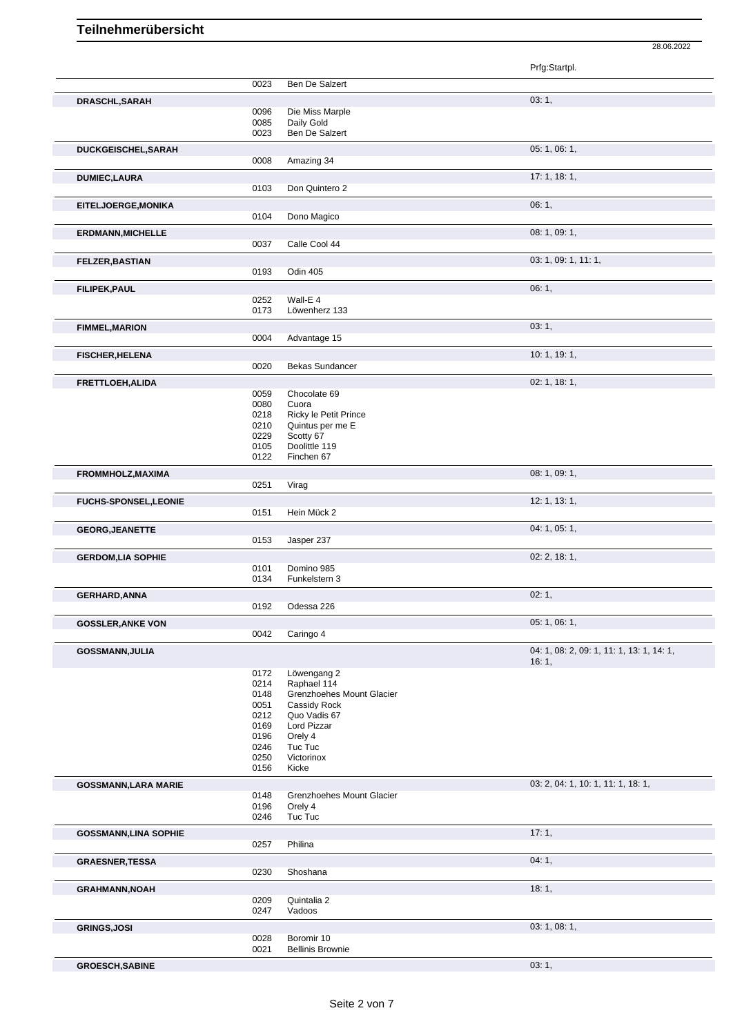# Teilnehmerübersicht

28.06.2022

| | | | Prfg:Startpl. |
|---|---|---|---|
| | 0023 | Ben De Salzert | |
| **DRASCHL,SARAH** | | | 03: 1, |
| | 0096 | Die Miss Marple | |
| | 0085 | Daily Gold | |
| | 0023 | Ben De Salzert | |
| **DUCKGEISCHEL,SARAH** | | | 05: 1, 06: 1, |
| | 0008 | Amazing 34 | |
| **DUMIEC,LAURA** | | | 17: 1, 18: 1, |
| | 0103 | Don Quintero 2 | |
| **EITELJOERGE,MONIKA** | | | 06: 1, |
| | 0104 | Dono Magico | |
| **ERDMANN,MICHELLE** | | | 08: 1, 09: 1, |
| | 0037 | Calle Cool 44 | |
| **FELZER,BASTIAN** | | | 03: 1, 09: 1, 11: 1, |
| | 0193 | Odin 405 | |
| **FILIPEK,PAUL** | | | 06: 1, |
| | 0252 | Wall-E 4 | |
| | 0173 | Löwenherz 133 | |
| **FIMMEL,MARION** | | | 03: 1, |
| | 0004 | Advantage 15 | |
| **FISCHER,HELENA** | | | 10: 1, 19: 1, |
| | 0020 | Bekas Sundancer | |
| **FRETTLOEH,ALIDA** | | | 02: 1, 18: 1, |
| | 0059 | Chocolate 69 | |
| | 0080 | Cuora | |
| | 0218 | Ricky le Petit Prince | |
| | 0210 | Quintus per me E | |
| | 0229 | Scotty 67 | |
| | 0105 | Doolittle 119 | |
| | 0122 | Finchen 67 | |
| **FROMMHOLZ,MAXIMA** | | | 08: 1, 09: 1, |
| | 0251 | Virag | |
| **FUCHS-SPONSEL,LEONIE** | | | 12: 1, 13: 1, |
| | 0151 | Hein Mück 2 | |
| **GEORG,JEANETTE** | | | 04: 1, 05: 1, |
| | 0153 | Jasper 237 | |
| **GERDOM,LIA SOPHIE** | | | 02: 2, 18: 1, |
| | 0101 | Domino 985 | |
| | 0134 | Funkelstern 3 | |
| **GERHARD,ANNA** | | | 02: 1, |
| | 0192 | Odessa 226 | |
| **GOSSLER,ANKE VON** | | | 05: 1, 06: 1, |
| | 0042 | Caringo 4 | |
| **GOSSMANN,JULIA** | | | 04: 1, 08: 2, 09: 1, 11: 1, 13: 1, 14: 1, 16: 1, |
| | 0172 | Löwengang 2 | |
| | 0214 | Raphael 114 | |
| | 0148 | Grenzhoehes Mount Glacier | |
| | 0051 | Cassidy Rock | |
| | 0212 | Quo Vadis 67 | |
| | 0169 | Lord Pizzar | |
| | 0196 | Orely 4 | |
| | 0246 | Tuc Tuc | |
| | 0250 | Victorinox | |
| | 0156 | Kicke | |
| **GOSSMANN,LARA MARIE** | | | 03: 2, 04: 1, 10: 1, 11: 1, 18: 1, |
| | 0148 | Grenzhoehes Mount Glacier | |
| | 0196 | Orely 4 | |
| | 0246 | Tuc Tuc | |
| **GOSSMANN,LINA SOPHIE** | | | 17: 1, |
| | 0257 | Philina | |
| **GRAESNER,TESSA** | | | 04: 1, |
| | 0230 | Shoshana | |
| **GRAHMANN,NOAH** | | | 18: 1, |
| | 0209 | Quintalia 2 | |
| | 0247 | Vadoos | |
| **GRINGS,JOSI** | | | 03: 1, 08: 1, |
| | 0028 | Boromir 10 | |
| | 0021 | Bellinis Brownie | |
| **GROESCH,SABINE** | | | 03: 1, |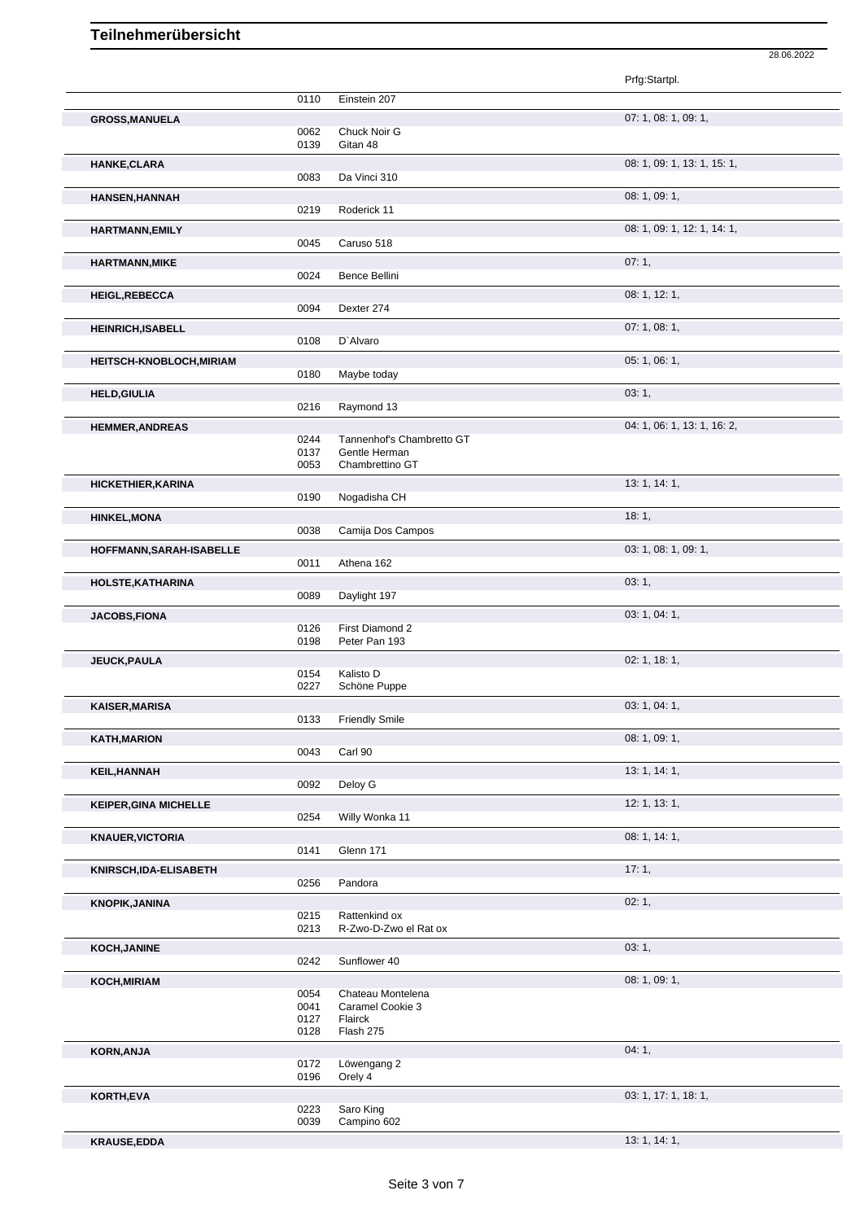# Teilnehmerübersicht

28.06.2022

| | | | Prfg:Startpl. |
|---|---|---|---|
| | 0110 | Einstein 207 | |
| **GROSS,MANUELA** | | | 07: 1, 08: 1, 09: 1, |
| | 0062 | Chuck Noir G | |
| | 0139 | Gitan 48 | |
| **HANKE,CLARA** | | | 08: 1, 09: 1, 13: 1, 15: 1, |
| | 0083 | Da Vinci 310 | |
| **HANSEN,HANNAH** | | | 08: 1, 09: 1, |
| | 0219 | Roderick 11 | |
| **HARTMANN,EMILY** | | | 08: 1, 09: 1, 12: 1, 14: 1, |
| | 0045 | Caruso 518 | |
| **HARTMANN,MIKE** | | | 07: 1, |
| | 0024 | Bence Bellini | |
| **HEIGL,REBECCA** | | | 08: 1, 12: 1, |
| | 0094 | Dexter 274 | |
| **HEINRICH,ISABELL** | | | 07: 1, 08: 1, |
| | 0108 | D`Alvaro | |
| **HEITSCH-KNOBLOCH,MIRIAM** | | | 05: 1, 06: 1, |
| | 0180 | Maybe today | |
| **HELD,GIULIA** | | | 03: 1, |
| | 0216 | Raymond 13 | |
| **HEMMER,ANDREAS** | | | 04: 1, 06: 1, 13: 1, 16: 2, |
| | 0244 | Tannenhof's Chambretto GT | |
| | 0137 | Gentle Herman | |
| | 0053 | Chambrettino GT | |
| **HICKETHIER,KARINA** | | | 13: 1, 14: 1, |
| | 0190 | Nogadisha CH | |
| **HINKEL,MONA** | | | 18: 1, |
| | 0038 | Camija Dos Campos | |
| **HOFFMANN,SARAH-ISABELLE** | | | 03: 1, 08: 1, 09: 1, |
| | 0011 | Athena 162 | |
| **HOLSTE,KATHARINA** | | | 03: 1, |
| | 0089 | Daylight 197 | |
| **JACOBS,FIONA** | | | 03: 1, 04: 1, |
| | 0126 | First Diamond 2 | |
| | 0198 | Peter Pan 193 | |
| **JEUCK,PAULA** | | | 02: 1, 18: 1, |
| | 0154 | Kalisto D | |
| | 0227 | Schöne Puppe | |
| **KAISER,MARISA** | | | 03: 1, 04: 1, |
| | 0133 | Friendly Smile | |
| **KATH,MARION** | | | 08: 1, 09: 1, |
| | 0043 | Carl 90 | |
| **KEIL,HANNAH** | | | 13: 1, 14: 1, |
| | 0092 | Deloy G | |
| **KEIPER,GINA MICHELLE** | | | 12: 1, 13: 1, |
| | 0254 | Willy Wonka 11 | |
| **KNAUER,VICTORIA** | | | 08: 1, 14: 1, |
| | 0141 | Glenn 171 | |
| **KNIRSCH,IDA-ELISABETH** | | | 17: 1, |
| | 0256 | Pandora | |
| **KNOPIK,JANINA** | | | 02: 1, |
| | 0215 | Rattenkind ox | |
| | 0213 | R-Zwo-D-Zwo el Rat ox | |
| **KOCH,JANINE** | | | 03: 1, |
| | 0242 | Sunflower 40 | |
| **KOCH,MIRIAM** | | | 08: 1, 09: 1, |
| | 0054 | Chateau Montelena | |
| | 0041 | Caramel Cookie 3 | |
| | 0127 | Flairck | |
| | 0128 | Flash 275 | |
| **KORN,ANJA** | | | 04: 1, |
| | 0172 | Löwengang 2 | |
| | 0196 | Orely 4 | |
| **KORTH,EVA** | | | 03: 1, 17: 1, 18: 1, |
| | 0223 | Saro King | |
| | 0039 | Campino 602 | |
| **KRAUSE,EDDA** | | | 13: 1, 14: 1, |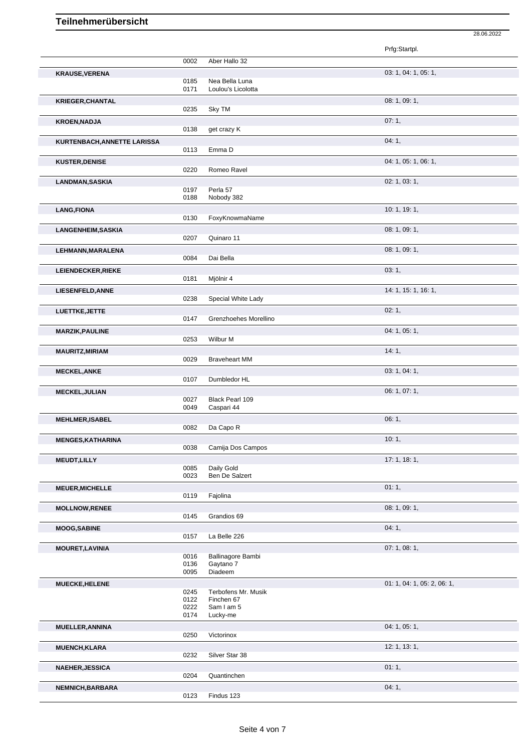# Teilnehmerübersicht

28.06.2022

| | | | Prfg:Startpl. |
|---|---|---|---|
| | 0002 | Aber Hallo 32 | |
| **KRAUSE,VERENA** | | | 03: 1, 04: 1, 05: 1, |
| | 0185 | Nea Bella Luna | |
| | 0171 | Loulou's Licolotta | |
| **KRIEGER,CHANTAL** | | | 08: 1, 09: 1, |
| | 0235 | Sky TM | |
| **KROEN,NADJA** | | | 07: 1, |
| | 0138 | get crazy K | |
| **KURTENBACH,ANNETTE LARISSA** | | | 04: 1, |
| | 0113 | Emma D | |
| **KUSTER,DENISE** | | | 04: 1, 05: 1, 06: 1, |
| | 0220 | Romeo Ravel | |
| **LANDMAN,SASKIA** | | | 02: 1, 03: 1, |
| | 0197 | Perla 57 | |
| | 0188 | Nobody 382 | |
| **LANG,FIONA** | | | 10: 1, 19: 1, |
| | 0130 | FoxyKnowmaName | |
| **LANGENHEIM,SASKIA** | | | 08: 1, 09: 1, |
| | 0207 | Quinaro 11 | |
| **LEHMANN,MARALENA** | | | 08: 1, 09: 1, |
| | 0084 | Dai Bella | |
| **LEIENDECKER,RIEKE** | | | 03: 1, |
| | 0181 | Mjölnir 4 | |
| **LIESENFELD,ANNE** | | | 14: 1, 15: 1, 16: 1, |
| | 0238 | Special White Lady | |
| **LUETTKE,JETTE** | | | 02: 1, |
| | 0147 | Grenzhoehes Morellino | |
| **MARZIK,PAULINE** | | | 04: 1, 05: 1, |
| | 0253 | Wilbur M | |
| **MAURITZ,MIRIAM** | | | 14: 1, |
| | 0029 | Braveheart MM | |
| **MECKEL,ANKE** | | | 03: 1, 04: 1, |
| | 0107 | Dumbledor HL | |
| **MECKEL,JULIAN** | | | 06: 1, 07: 1, |
| | 0027 | Black Pearl 109 | |
| | 0049 | Caspari 44 | |
| **MEHLMER,ISABEL** | | | 06: 1, |
| | 0082 | Da Capo R | |
| **MENGES,KATHARINA** | | | 10: 1, |
| | 0038 | Camija Dos Campos | |
| **MEUDT,LILLY** | | | 17: 1, 18: 1, |
| | 0085 | Daily Gold | |
| | 0023 | Ben De Salzert | |
| **MEUER,MICHELLE** | | | 01: 1, |
| | 0119 | Fajolina | |
| **MOLLNOW,RENEE** | | | 08: 1, 09: 1, |
| | 0145 | Grandios 69 | |
| **MOOG,SABINE** | | | 04: 1, |
| | 0157 | La Belle 226 | |
| **MOURET,LAVINIA** | | | 07: 1, 08: 1, |
| | 0016 | Ballinagore Bambi | |
| | 0136 | Gaytano 7 | |
| | 0095 | Diadeem | |
| **MUECKE,HELENE** | | | 01: 1, 04: 1, 05: 2, 06: 1, |
| | 0245 | Terbofens Mr. Musik | |
| | 0122 | Finchen 67 | |
| | 0222 | Sam I am 5 | |
| | 0174 | Lucky-me | |
| **MUELLER,ANNINA** | | | 04: 1, 05: 1, |
| | 0250 | Victorinox | |
| **MUENCH,KLARA** | | | 12: 1, 13: 1, |
| | 0232 | Silver Star 38 | |
| **NAEHER,JESSICA** | | | 01: 1, |
| | 0204 | Quantinchen | |
| **NEMNICH,BARBARA** | | | 04: 1, |
| | 0123 | Findus 123 | |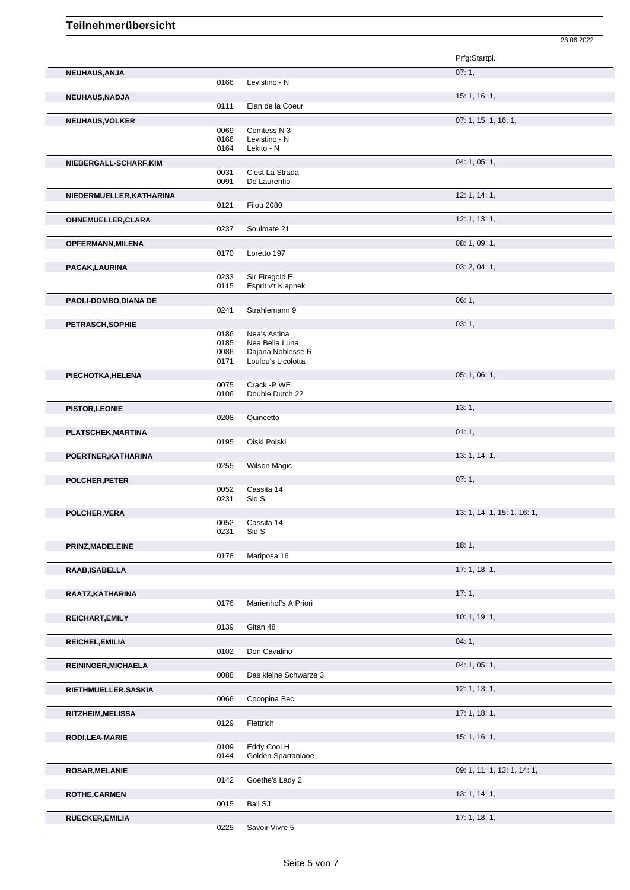# Teilnehmerübersicht

28.06.2022

| | | | Prfg:Startpl. |
|---|---|---|---|
| **NEUHAUS,ANJA** | | | 07: 1, |
| | 0166 | Levistino - N | |
| **NEUHAUS,NADJA** | | | 15: 1, 16: 1, |
| | 0111 | Elan de la Coeur | |
| **NEUHAUS,VOLKER** | | | 07: 1, 15: 1, 16: 1, |
| | 0069 | Comtess N 3 | |
| | 0166 | Levistino - N | |
| | 0164 | Lekito - N | |
| **NIEBERGALL-SCHARF,KIM** | | | 04: 1, 05: 1, |
| | 0031 | C'est La Strada | |
| | 0091 | De Laurentio | |
| **NIEDERMUELLER,KATHARINA** | | | 12: 1, 14: 1, |
| | 0121 | Filou 2080 | |
| **OHNEMUELLER,CLARA** | | | 12: 1, 13: 1, |
| | 0237 | Soulmate 21 | |
| **OPFERMANN,MILENA** | | | 08: 1, 09: 1, |
| | 0170 | Loretto 197 | |
| **PACAK,LAURINA** | | | 03: 2, 04: 1, |
| | 0233 | Sir Firegold E | |
| | 0115 | Esprit v't Klaphek | |
| **PAOLI-DOMBO,DIANA DE** | | | 06: 1, |
| | 0241 | Strahlemann 9 | |
| **PETRASCH,SOPHIE** | | | 03: 1, |
| | 0186 | Nea's Astina | |
| | 0185 | Nea Bella Luna | |
| | 0086 | Dajana Noblesse R | |
| | 0171 | Loulou's Licolotta | |
| **PIECHOTKA,HELENA** | | | 05: 1, 06: 1, |
| | 0075 | Crack -P WE | |
| | 0106 | Double Dutch 22 | |
| **PISTOR,LEONIE** | | | 13: 1, |
| | 0208 | Quincetto | |
| **PLATSCHEK,MARTINA** | | | 01: 1, |
| | 0195 | Oiski Poiski | |
| **POERTNER,KATHARINA** | | | 13: 1, 14: 1, |
| | 0255 | Wilson Magic | |
| **POLCHER,PETER** | | | 07: 1, |
| | 0052 | Cassita 14 | |
| | 0231 | Sid S | |
| **POLCHER,VERA** | | | 13: 1, 14: 1, 15: 1, 16: 1, |
| | 0052 | Cassita 14 | |
| | 0231 | Sid S | |
| **PRINZ,MADELEINE** | | | 18: 1, |
| | 0178 | Mariposa 16 | |
| **RAAB,ISABELLA** | | | 17: 1, 18: 1, |
| **RAATZ,KATHARINA** | | | 17: 1, |
| | 0176 | Marienhof's A Priori | |
| **REICHART,EMILY** | | | 10: 1, 19: 1, |
| | 0139 | Gitan 48 | |
| **REICHEL,EMILIA** | | | 04: 1, |
| | 0102 | Don Cavalino | |
| **REININGER,MICHAELA** | | | 04: 1, 05: 1, |
| | 0088 | Das kleine Schwarze 3 | |
| **RIETHMUELLER,SASKIA** | | | 12: 1, 13: 1, |
| | 0066 | Cocopina Bec | |
| **RITZHEIM,MELISSA** | | | 17: 1, 18: 1, |
| | 0129 | Flettrich | |
| **RODI,LEA-MARIE** | | | 15: 1, 16: 1, |
| | 0109 | Eddy Cool H | |
| | 0144 | Golden Spartaniaoe | |
| **ROSAR,MELANIE** | | | 09: 1, 11: 1, 13: 1, 14: 1, |
| | 0142 | Goethe's Lady 2 | |
| **ROTHE,CARMEN** | | | 13: 1, 14: 1, |
| | 0015 | Bali SJ | |
| **RUECKER,EMILIA** | | | 17: 1, 18: 1, |
| | 0225 | Savoir Vivre 5 | |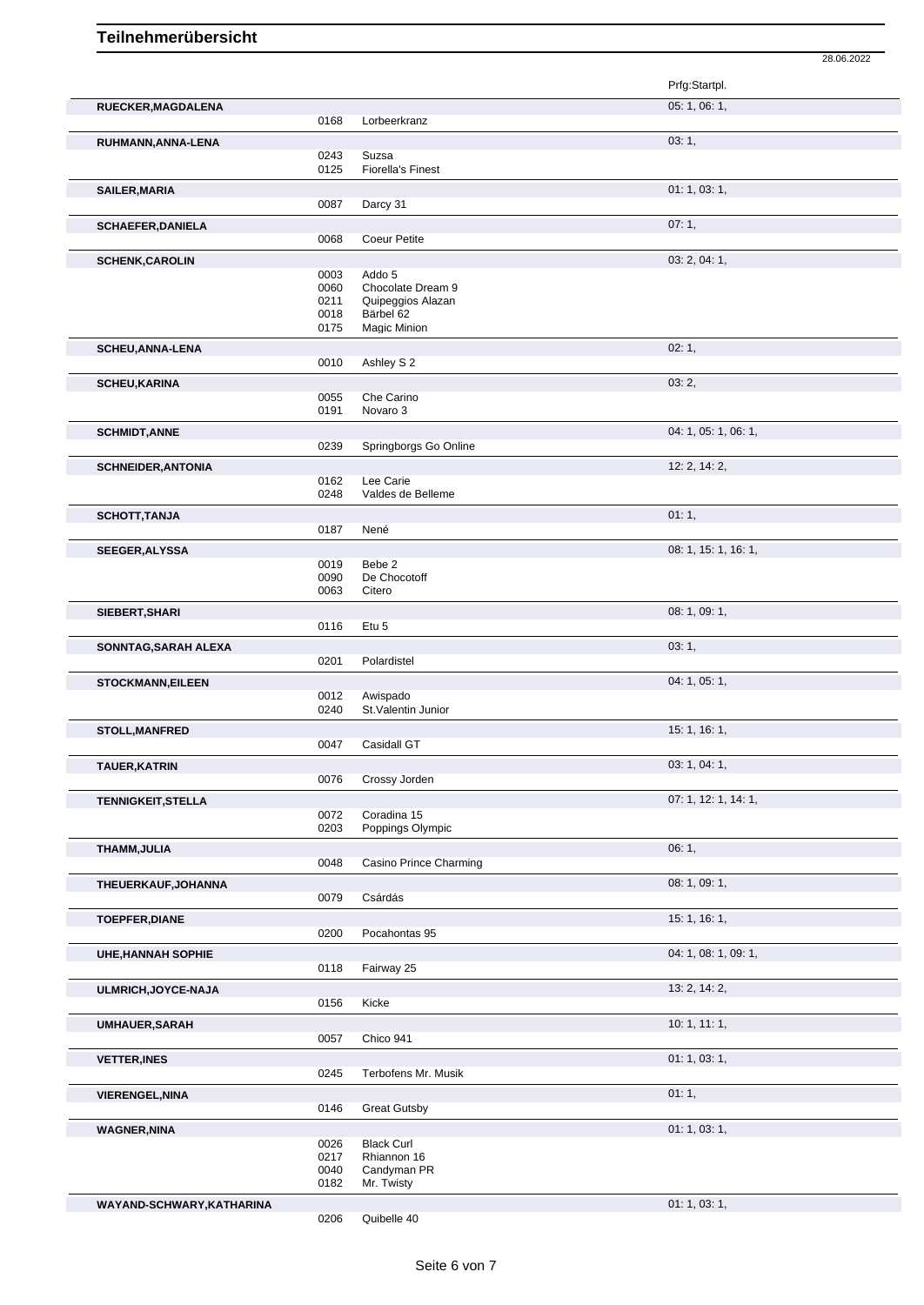# Teilnehmerübersicht

28.06.2022

| | | | Prfg:Startpl. |
|---|---|---|---|
| **RUECKER,MAGDALENA** | | | 05: 1, 06: 1, |
| | 0168 | Lorbeerkranz | |
| **RUHMANN,ANNA-LENA** | | | 03: 1, |
| | 0243 | Suzsa | |
| | 0125 | Fiorella's Finest | |
| **SAILER,MARIA** | | | 01: 1, 03: 1, |
| | 0087 | Darcy 31 | |
| **SCHAEFER,DANIELA** | | | 07: 1, |
| | 0068 | Coeur Petite | |
| **SCHENK,CAROLIN** | | | 03: 2, 04: 1, |
| | 0003 | Addo 5 | |
| | 0060 | Chocolate Dream 9 | |
| | 0211 | Quipeggios Alazan | |
| | 0018 | Bärbel 62 | |
| | 0175 | Magic Minion | |
| **SCHEU,ANNA-LENA** | | | 02: 1, |
| | 0010 | Ashley S 2 | |
| **SCHEU,KARINA** | | | 03: 2, |
| | 0055 | Che Carino | |
| | 0191 | Novaro 3 | |
| **SCHMIDT,ANNE** | | | 04: 1, 05: 1, 06: 1, |
| | 0239 | Springborgs Go Online | |
| **SCHNEIDER,ANTONIA** | | | 12: 2, 14: 2, |
| | 0162 | Lee Carie | |
| | 0248 | Valdes de Belleme | |
| **SCHOTT,TANJA** | | | 01: 1, |
| | 0187 | Nené | |
| **SEEGER,ALYSSA** | | | 08: 1, 15: 1, 16: 1, |
| | 0019 | Bebe 2 | |
| | 0090 | De Chocotoff | |
| | 0063 | Citero | |
| **SIEBERT,SHARI** | | | 08: 1, 09: 1, |
| | 0116 | Etu 5 | |
| **SONNTAG,SARAH ALEXA** | | | 03: 1, |
| | 0201 | Polardistel | |
| **STOCKMANN,EILEEN** | | | 04: 1, 05: 1, |
| | 0012 | Awispado | |
| | 0240 | St.Valentin Junior | |
| **STOLL,MANFRED** | | | 15: 1, 16: 1, |
| | 0047 | Casidall GT | |
| **TAUER,KATRIN** | | | 03: 1, 04: 1, |
| | 0076 | Crossy Jorden | |
| **TENNIGKEIT,STELLA** | | | 07: 1, 12: 1, 14: 1, |
| | 0072 | Coradina 15 | |
| | 0203 | Poppings Olympic | |
| **THAMM,JULIA** | | | 06: 1, |
| | 0048 | Casino Prince Charming | |
| **THEUERKAUF,JOHANNA** | | | 08: 1, 09: 1, |
| | 0079 | Csárdás | |
| **TOEPFER,DIANE** | | | 15: 1, 16: 1, |
| | 0200 | Pocahontas 95 | |
| **UHE,HANNAH SOPHIE** | | | 04: 1, 08: 1, 09: 1, |
| | 0118 | Fairway 25 | |
| **ULMRICH,JOYCE-NAJA** | | | 13: 2, 14: 2, |
| | 0156 | Kicke | |
| **UMHAUER,SARAH** | | | 10: 1, 11: 1, |
| | 0057 | Chico 941 | |
| **VETTER,INES** | | | 01: 1, 03: 1, |
| | 0245 | Terbofens Mr. Musik | |
| **VIERENGEL,NINA** | | | 01: 1, |
| | 0146 | Great Gutsby | |
| **WAGNER,NINA** | | | 01: 1, 03: 1, |
| | 0026 | Black Curl | |
| | 0217 | Rhiannon 16 | |
| | 0040 | Candyman PR | |
| | 0182 | Mr. Twisty | |
| **WAYAND-SCHWARY,KATHARINA** | | | 01: 1, 03: 1, |
| | 0206 | Quibelle 40 | |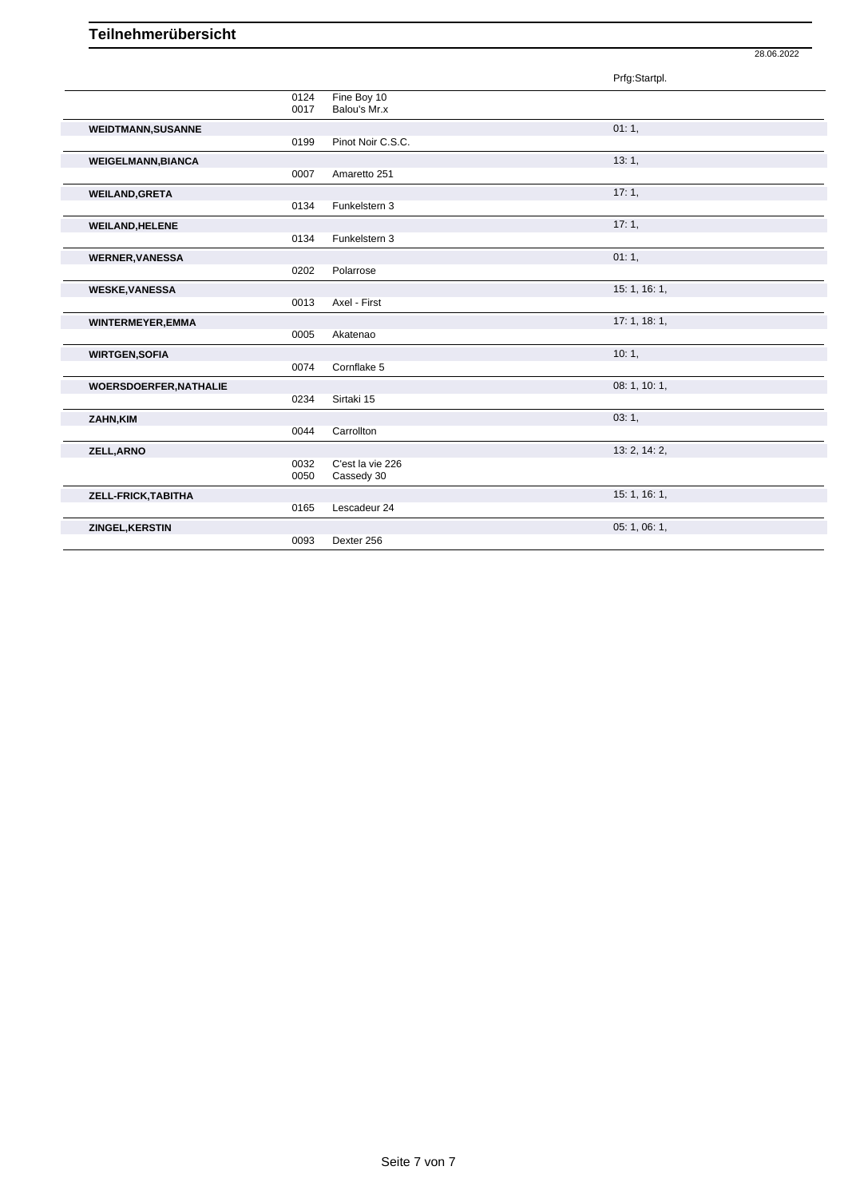# Teilnehmerübersicht

28.06.2022

| | | | Prfg:Startpl. |
|---|---|---|---|
| | 0124 | Fine Boy 10 | |
| | 0017 | Balou's Mr.x | |
| **WEIDTMANN,SUSANNE** | | | 01: 1, |
| | 0199 | Pinot Noir C.S.C. | |
| **WEIGELMANN,BIANCA** | | | 13: 1, |
| | 0007 | Amaretto 251 | |
| **WEILAND,GRETA** | | | 17: 1, |
| | 0134 | Funkelstern 3 | |
| **WEILAND,HELENE** | | | 17: 1, |
| | 0134 | Funkelstern 3 | |
| **WERNER,VANESSA** | | | 01: 1, |
| | 0202 | Polarrose | |
| **WESKE,VANESSA** | | | 15: 1, 16: 1, |
| | 0013 | Axel - First | |
| **WINTERMEYER,EMMA** | | | 17: 1, 18: 1, |
| | 0005 | Akatenao | |
| **WIRTGEN,SOFIA** | | | 10: 1, |
| | 0074 | Cornflake 5 | |
| **WOERSDOERFER,NATHALIE** | | | 08: 1, 10: 1, |
| | 0234 | Sirtaki 15 | |
| **ZAHN,KIM** | | | 03: 1, |
| | 0044 | Carrollton | |
| **ZELL,ARNO** | | | 13: 2, 14: 2, |
| | 0032 | C'est la vie 226 | |
| | 0050 | Cassedy 30 | |
| **ZELL-FRICK,TABITHA** | | | 15: 1, 16: 1, |
| | 0165 | Lescadeur 24 | |
| **ZINGEL,KERSTIN** | | | 05: 1, 06: 1, |
| | 0093 | Dexter 256 | |